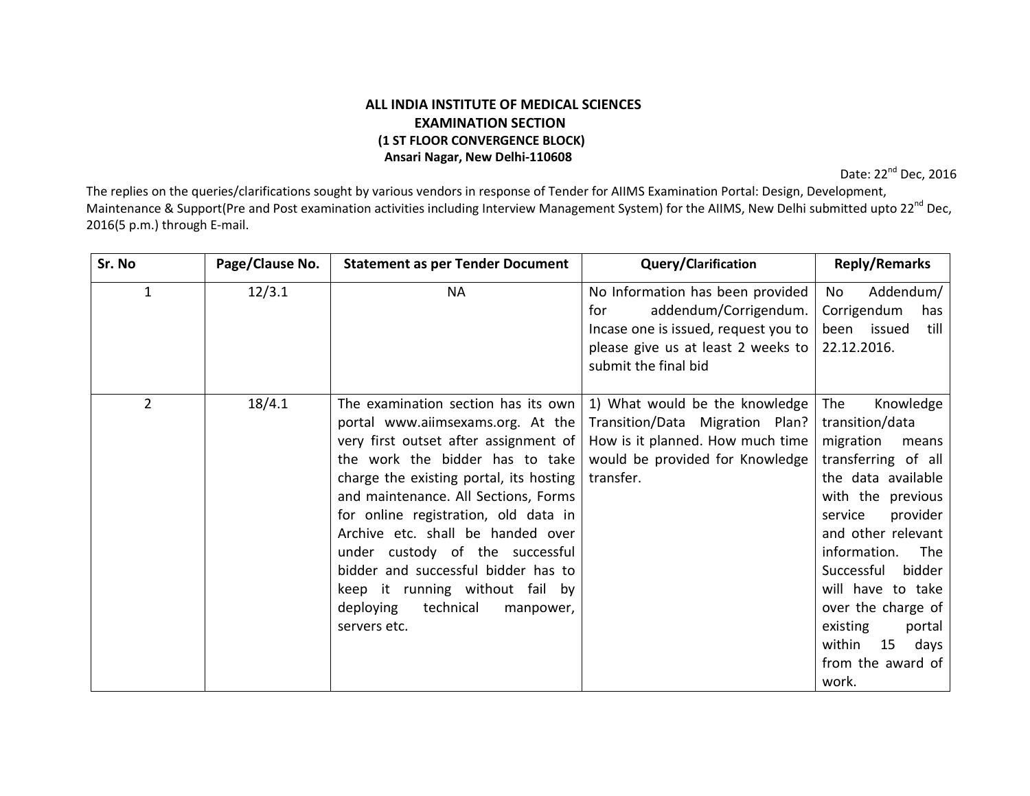**ALL INDIA INSTITUTE OF MEDICAL SCIENCES**
**EXAMINATION SECTION**
**(1 ST FLOOR CONVERGENCE BLOCK)**
**Ansari Nagar, New Delhi-110608**

Date: 22nd Dec, 2016

The replies on the queries/clarifications sought by various vendors in response of Tender for AIIMS Examination Portal: Design, Development, Maintenance & Support(Pre and Post examination activities including Interview Management System) for the AIIMS, New Delhi submitted upto 22nd Dec, 2016(5 p.m.) through E-mail.

| Sr. No | Page/Clause No. | Statement as per Tender Document | Query/Clarification | Reply/Remarks |
|---|---|---|---|---|
| 1 | 12/3.1 | NA | No Information has been provided for addendum/Corrigendum. Incase one is issued, request you to please give us at least 2 weeks to submit the final bid | No Addendum/ Corrigendum has been issued till 22.12.2016. |
| 2 | 18/4.1 | The examination section has its own portal www.aiimsexams.org. At the very first outset after assignment of the work the bidder has to take charge the existing portal, its hosting and maintenance. All Sections, Forms for online registration, old data in Archive etc. shall be handed over under custody of the successful bidder and successful bidder has to keep it running without fail by deploying technical manpower, servers etc. | 1) What would be the knowledge Transition/Data Migration Plan? How is it planned. How much time would be provided for Knowledge transfer. | The Knowledge transition/data migration means transferring of all the data available with the previous service provider and other relevant information. The Successful bidder will have to take over the charge of existing portal within 15 days from the award of work. |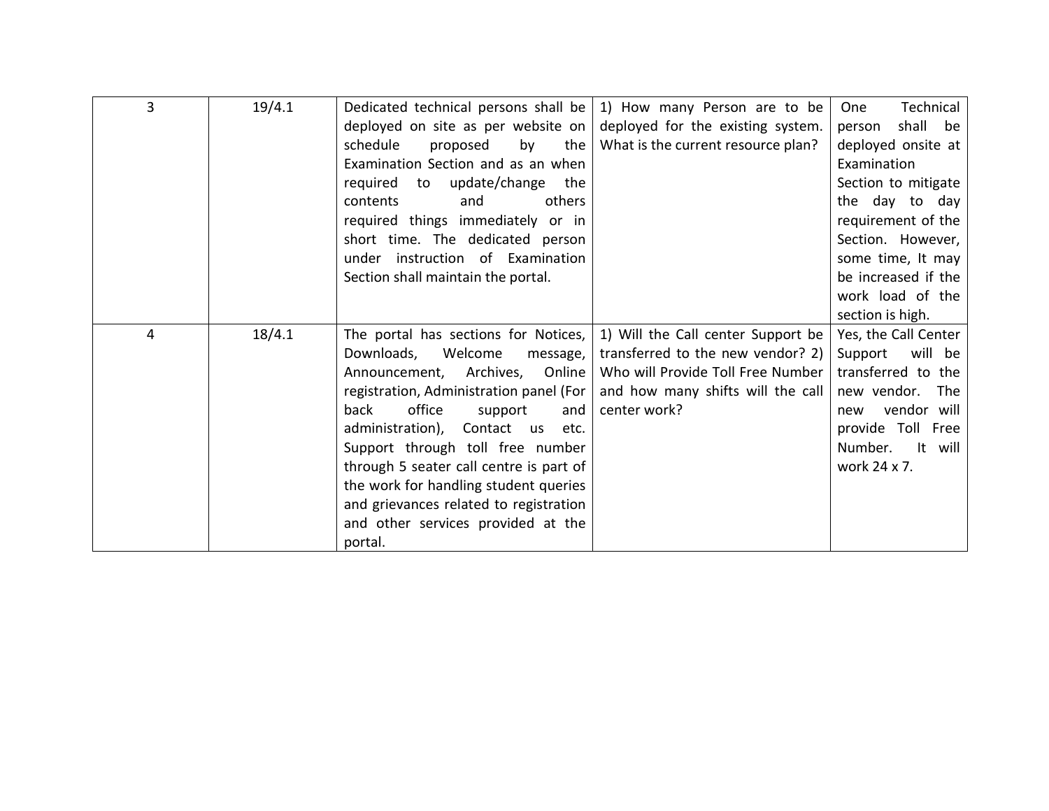| | | | | |
|---|---|---|---|---|
| 3 | 19/4.1 | Dedicated technical persons shall be deployed on site as per website on schedule proposed by the Examination Section and as an when required to update/change the contents and others required things immediately or in short time. The dedicated person under instruction of Examination Section shall maintain the portal. | 1) How many Person are to be deployed for the existing system. What is the current resource plan? | One Technical person shall be deployed onsite at Examination Section to mitigate the day to day requirement of the Section. However, some time, It may be increased if the work load of the section is high. |
| 4 | 18/4.1 | The portal has sections for Notices, Downloads, Welcome message, Announcement, Archives, Online registration, Administration panel (For back office support and administration), Contact us etc. Support through toll free number through 5 seater call centre is part of the work for handling student queries and grievances related to registration and other services provided at the portal. | 1) Will the Call center Support be transferred to the new vendor? 2) Who will Provide Toll Free Number and how many shifts will the call center work? | Yes, the Call Center Support will be transferred to the new vendor. The new vendor will provide Toll Free Number. It will work 24 x 7. |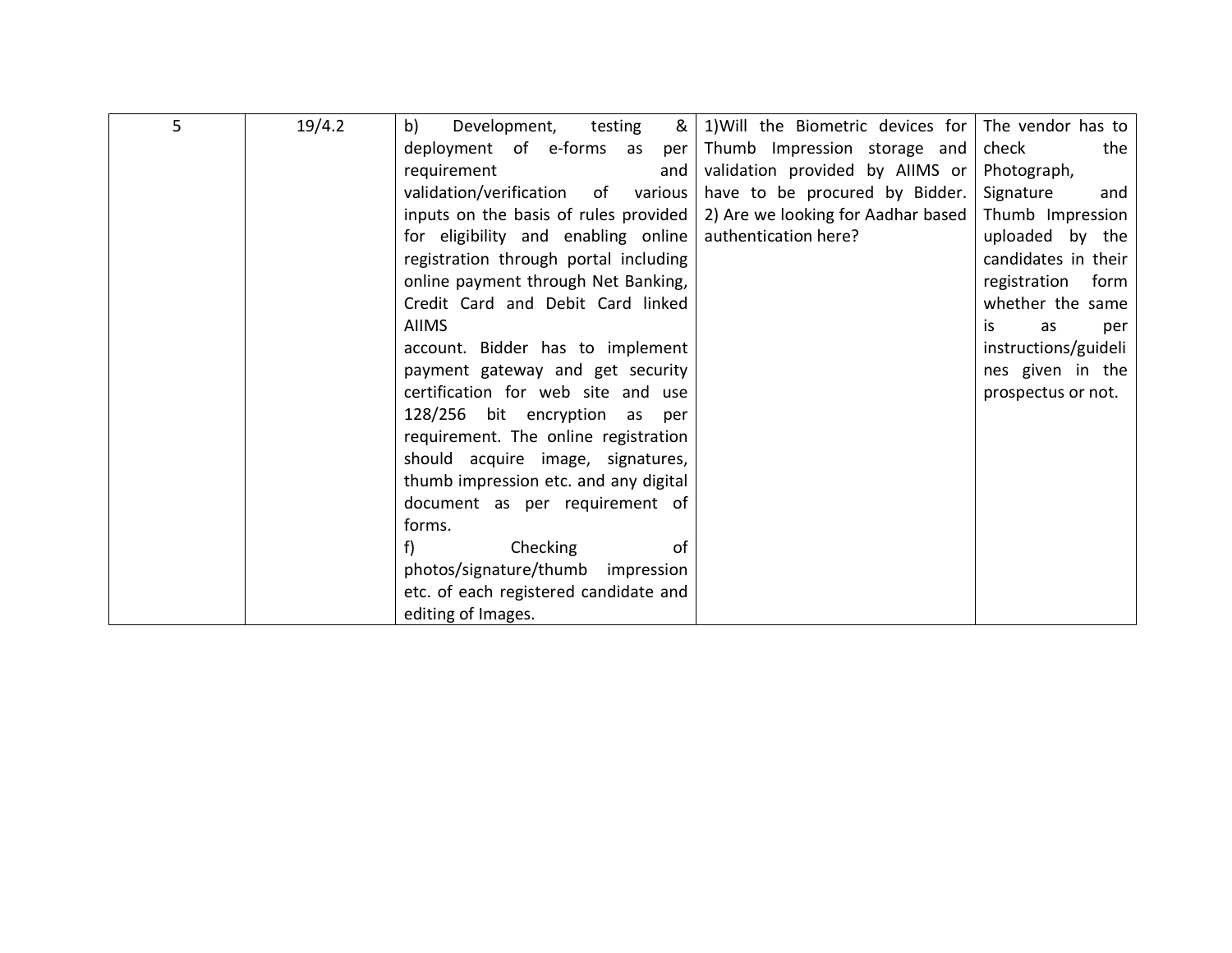| 5 | 19/4.2 | b) Development, testing & deployment of e-forms as per requirement and validation/verification of various inputs on the basis of rules provided for eligibility and enabling online registration through portal including online payment through Net Banking, Credit Card and Debit Card linked AIIMS account. Bidder has to implement payment gateway and get security certification for web site and use 128/256 bit encryption as per requirement. The online registration should acquire image, signatures, thumb impression etc. and any digital document as per requirement of forms.<br>f) Checking of photos/signature/thumb impression etc. of each registered candidate and editing of Images. | 1)Will the Biometric devices for Thumb Impression storage and validation provided by AIIMS or have to be procured by Bidder.<br>2) Are we looking for Aadhar based authentication here? | The vendor has to check the Photograph, Signature and Thumb Impression uploaded by the candidates in their registration form whether the same is as per instructions/guidelines given in the prospectus or not. |
|---|---|---|---|---|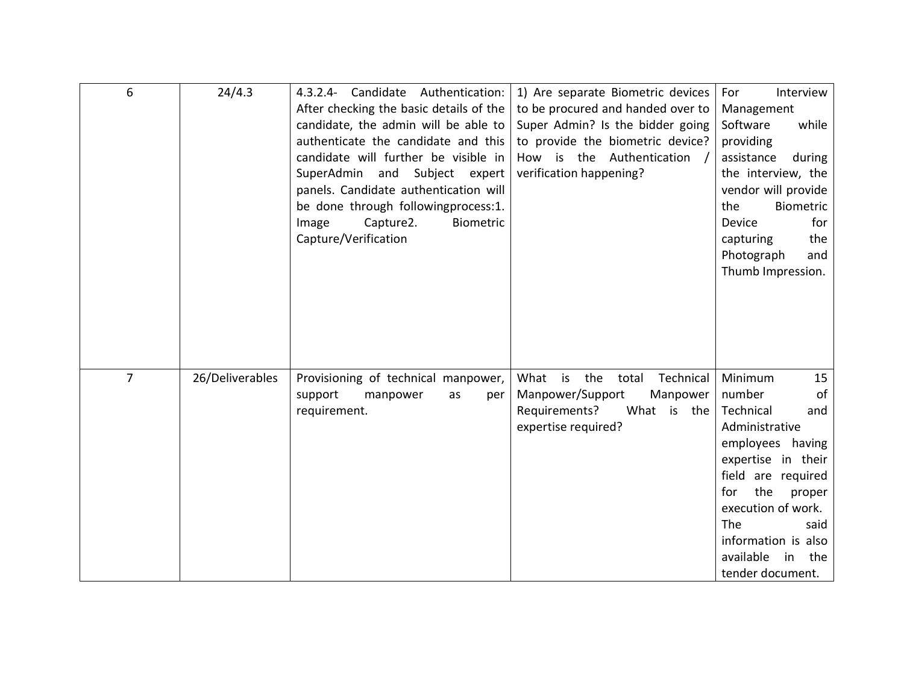| 6 | 24/4.3 | 4.3.2.4- Candidate Authentication: After checking the basic details of the candidate, the admin will be able to authenticate the candidate and this candidate will further be visible in SuperAdmin and Subject expert panels. Candidate authentication will be done through followingprocess:1. Image Capture2. Biometric Capture/Verification | 1) Are separate Biometric devices to be procured and handed over to Super Admin? Is the bidder going to provide the biometric device? How is the Authentication / verification happening? | For Interview Management Software while providing assistance during the interview, the vendor will provide the Biometric Device for capturing the Photograph and Thumb Impression. |
|---|---|---|---|---|
| 7 | 26/Deliverables | Provisioning of technical manpower, support manpower as per requirement. | What is the total Technical Manpower/Support Manpower Requirements? What is the expertise required? | Minimum 15 number of Technical and Administrative employees having expertise in their field are required for the proper execution of work. The said information is also available in the tender document. |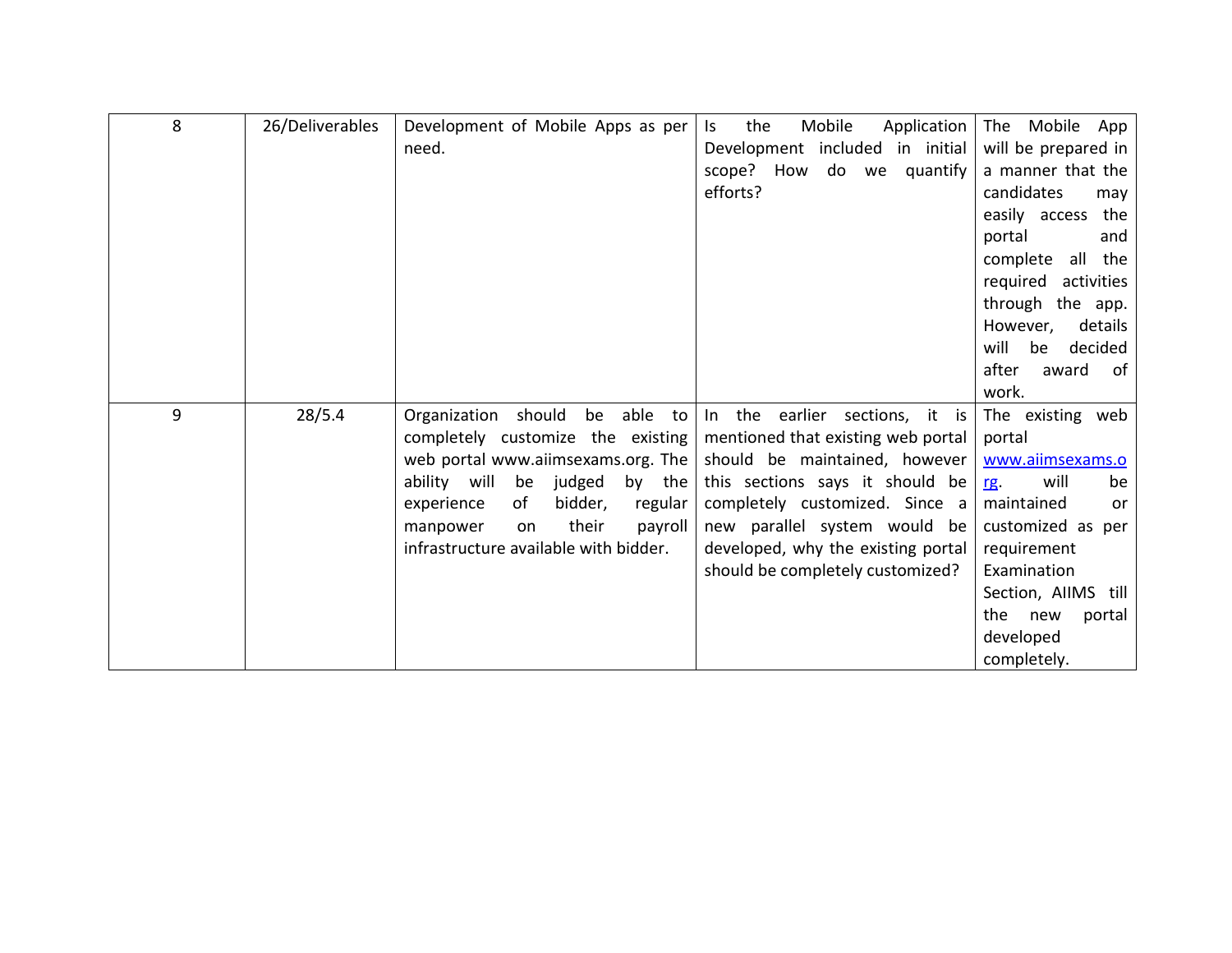| 8 | 26/Deliverables | Development of Mobile Apps as per need. | Is the Mobile Application Development included in initial scope? How do we quantify efforts? | The Mobile App will be prepared in a manner that the candidates may easily access the portal and complete all the required activities through the app. However, details will be decided after award of work. |
|---|---|---|---|---|
| 9 | 28/5.4 | Organization should be able to completely customize the existing web portal www.aiimsexams.org. The ability will be judged by the experience of bidder, regular manpower on their payroll infrastructure available with bidder. | In the earlier sections, it is mentioned that existing web portal should be maintained, however this sections says it should be completely customized. Since a new parallel system would be developed, why the existing portal should be completely customized? | The existing web portal www.aiimsexams.org. will be maintained or customized as per requirement Examination Section, AIIMS till the new portal developed completely. |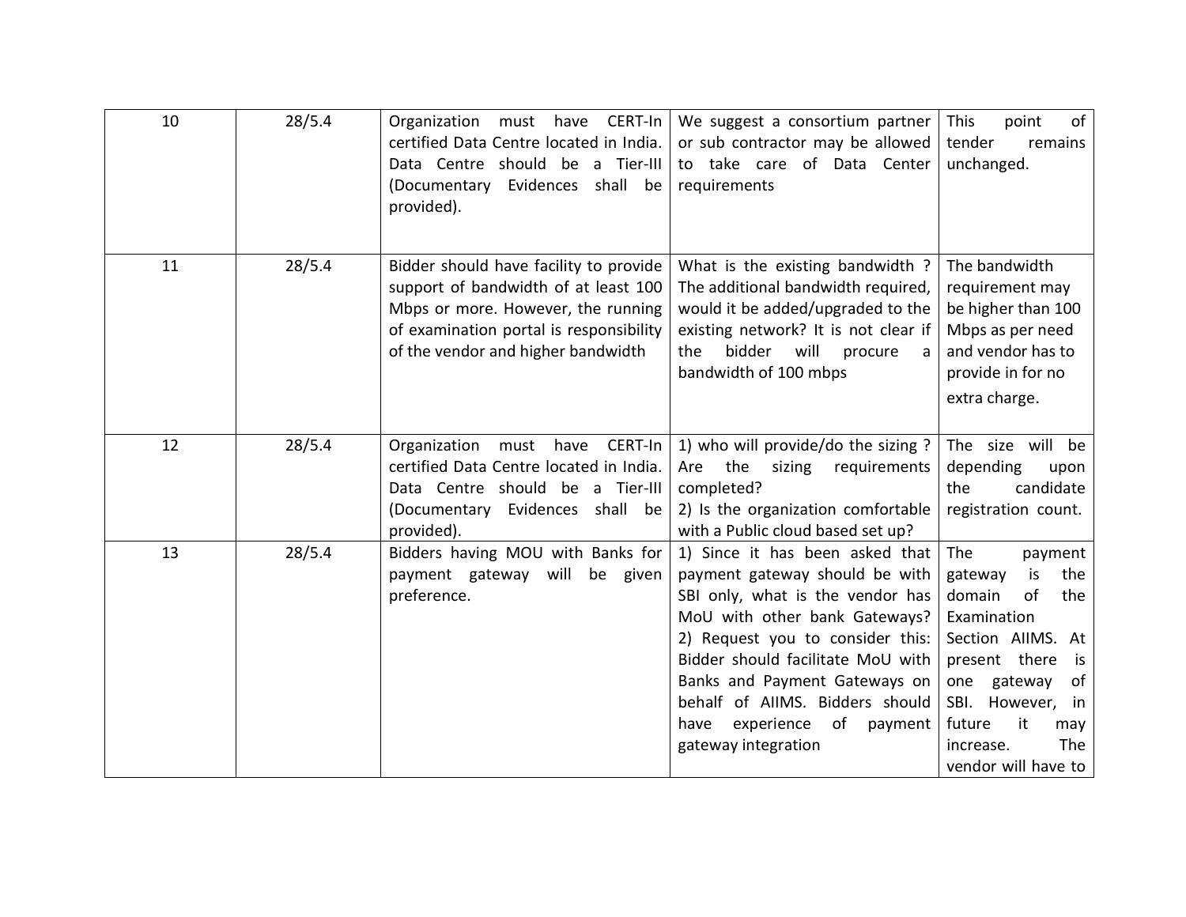| 10 | 28/5.4 | Organization must have CERT-In certified Data Centre located in India. Data Centre should be a Tier-III (Documentary Evidences shall be provided). | We suggest a consortium partner or sub contractor may be allowed to take care of Data Center requirements | This point of tender remains unchanged. |
|---|---|---|---|---|
| 11 | 28/5.4 | Bidder should have facility to provide support of bandwidth of at least 100 Mbps or more. However, the running of examination portal is responsibility of the vendor and higher bandwidth | What is the existing bandwidth ? The additional bandwidth required, would it be added/upgraded to the existing network? It is not clear if the bidder will procure a bandwidth of 100 mbps | The bandwidth requirement may be higher than 100 Mbps as per need and vendor has to provide in for no extra charge. |
| 12 | 28/5.4 | Organization must have CERT-In certified Data Centre located in India. Data Centre should be a Tier-III (Documentary Evidences shall be provided). | 1) who will provide/do the sizing ? Are the sizing requirements completed?<br>2) Is the organization comfortable with a Public cloud based set up? | The size will be depending upon the candidate registration count. |
| 13 | 28/5.4 | Bidders having MOU with Banks for payment gateway will be given preference. | 1) Since it has been asked that payment gateway should be with SBI only, what is the vendor has MoU with other bank Gateways?<br>2) Request you to consider this: Bidder should facilitate MoU with Banks and Payment Gateways on behalf of AIIMS. Bidders should have experience of payment gateway integration | The payment gateway is the domain of the Examination Section AIIMS. At present there is one gateway of SBI. However, in future it may increase. The vendor will have to |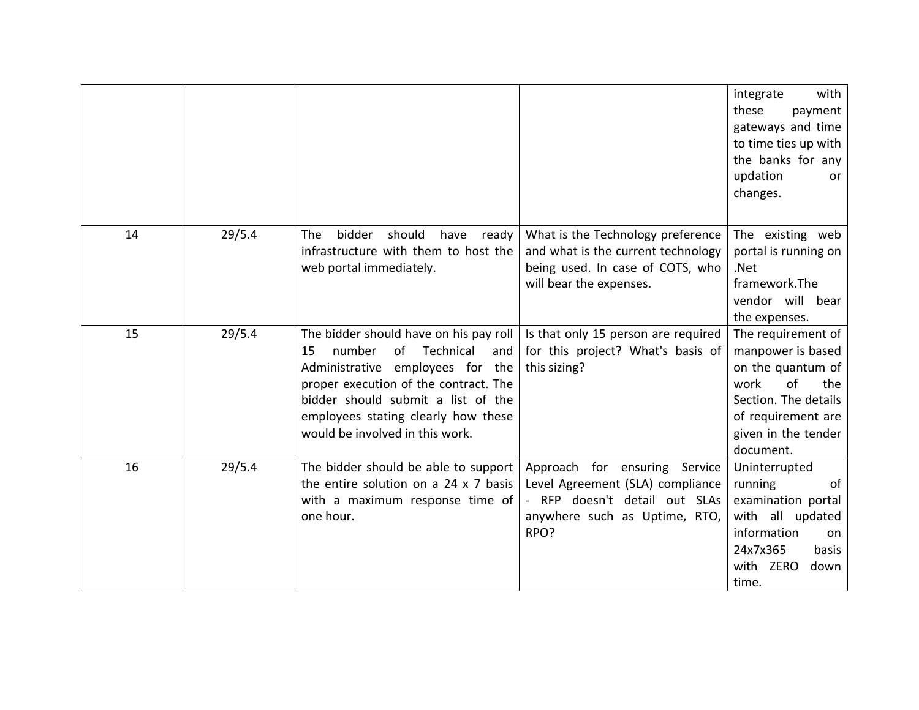| | | | | integrate with these payment gateways and time to time ties up with the banks for any updation or changes. |
|---|---|---|---|---|
| 14 | 29/5.4 | The bidder should have ready infrastructure with them to host the web portal immediately. | What is the Technology preference and what is the current technology being used. In case of COTS, who will bear the expenses. | The existing web portal is running on .Net framework.The vendor will bear the expenses. |
| 15 | 29/5.4 | The bidder should have on his pay roll 15 number of Technical and Administrative employees for the proper execution of the contract. The bidder should submit a list of the employees stating clearly how these would be involved in this work. | Is that only 15 person are required for this project? What's basis of this sizing? | The requirement of manpower is based on the quantum of work of the Section. The details of requirement are given in the tender document. |
| 16 | 29/5.4 | The bidder should be able to support the entire solution on a 24 x 7 basis with a maximum response time of one hour. | Approach for ensuring Service Level Agreement (SLA) compliance - RFP doesn't detail out SLAs anywhere such as Uptime, RTO, RPO? | Uninterrupted running of examination portal with all updated information on 24x7x365 basis with ZERO down time. |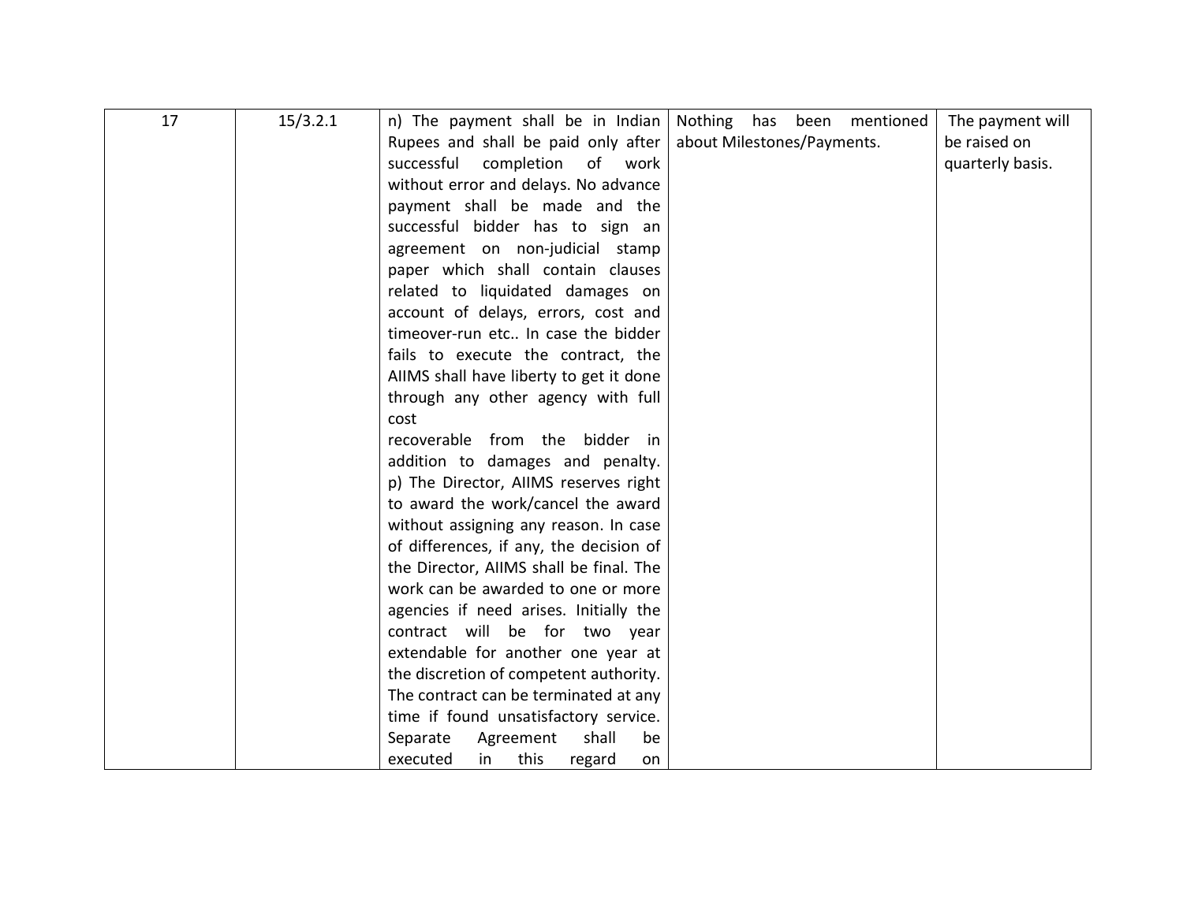| 17 | 15/3.2.1 | n) The payment shall be in Indian Rupees and shall be paid only after successful completion of work without error and delays. No advance payment shall be made and the successful bidder has to sign an agreement on non-judicial stamp paper which shall contain clauses related to liquidated damages on account of delays, errors, cost and timeover-run etc.. In case the bidder fails to execute the contract, the AIIMS shall have liberty to get it done through any other agency with full cost recoverable from the bidder in addition to damages and penalty. p) The Director, AIIMS reserves right to award the work/cancel the award without assigning any reason. In case of differences, if any, the decision of the Director, AIIMS shall be final. The work can be awarded to one or more agencies if need arises. Initially the contract will be for two year extendable for another one year at the discretion of competent authority. The contract can be terminated at any time if found unsatisfactory service. Separate Agreement shall be executed in this regard on | Nothing has been mentioned about Milestones/Payments. | The payment will be raised on quarterly basis. |
|---|---|---|---|---|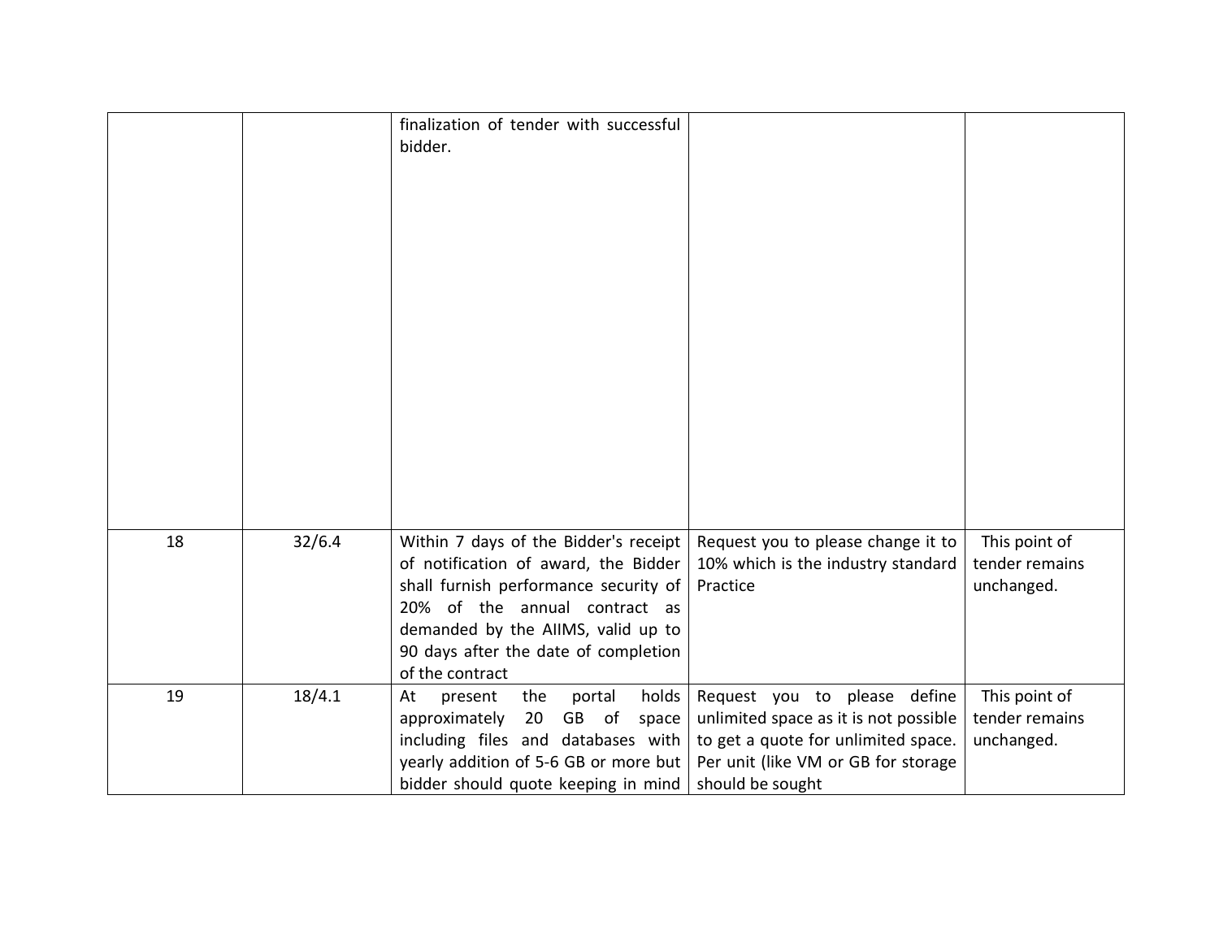| | | | | |
|---|---|---|---|---|
| | | finalization of tender with successful bidder. | | |
| 18 | 32/6.4 | Within 7 days of the Bidder's receipt of notification of award, the Bidder shall furnish performance security of 20% of the annual contract as demanded by the AIIMS, valid up to 90 days after the date of completion of the contract | Request you to please change it to 10% which is the industry standard Practice | This point of tender remains unchanged. |
| 19 | 18/4.1 | At present the portal holds approximately 20 GB of space including files and databases with yearly addition of 5-6 GB or more but bidder should quote keeping in mind | Request you to please define unlimited space as it is not possible to get a quote for unlimited space. Per unit (like VM or GB for storage should be sought | This point of tender remains unchanged. |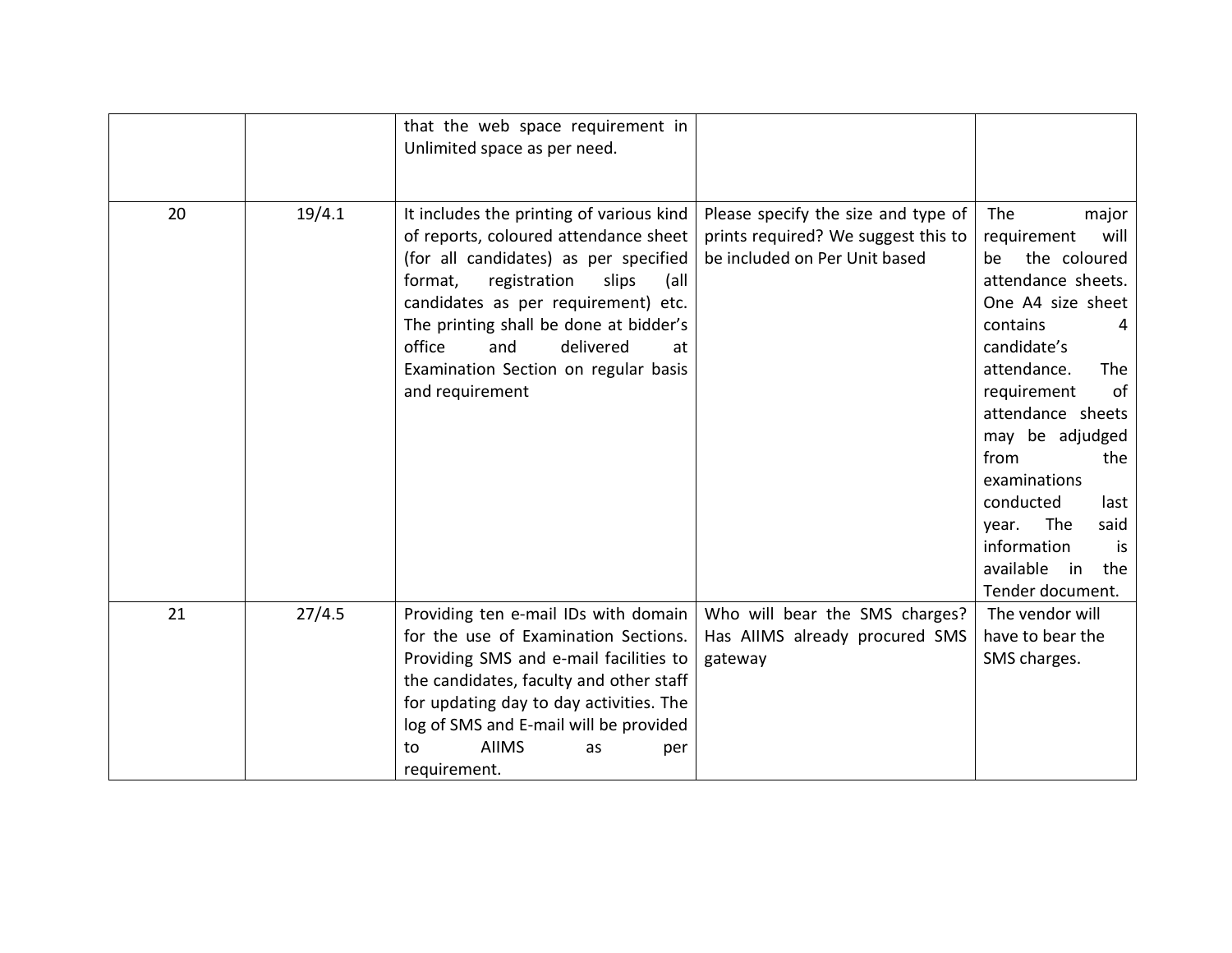| | | | | |
|---|---|---|---|---|
| | | that the web space requirement in Unlimited space as per need. | | |
| 20 | 19/4.1 | It includes the printing of various kind of reports, coloured attendance sheet (for all candidates) as per specified format, registration slips (all candidates as per requirement) etc. The printing shall be done at bidder's office and delivered at Examination Section on regular basis and requirement | Please specify the size and type of prints required? We suggest this to be included on Per Unit based | The major requirement will be the coloured attendance sheets. One A4 size sheet contains 4 candidate's attendance. The requirement of attendance sheets may be adjudged from the examinations conducted last year. The said information is available in the Tender document. |
| 21 | 27/4.5 | Providing ten e-mail IDs with domain for the use of Examination Sections. Providing SMS and e-mail facilities to the candidates, faculty and other staff for updating day to day activities. The log of SMS and E-mail will be provided to AIIMS as per requirement. | Who will bear the SMS charges? Has AIIMS already procured SMS gateway | The vendor will have to bear the SMS charges. |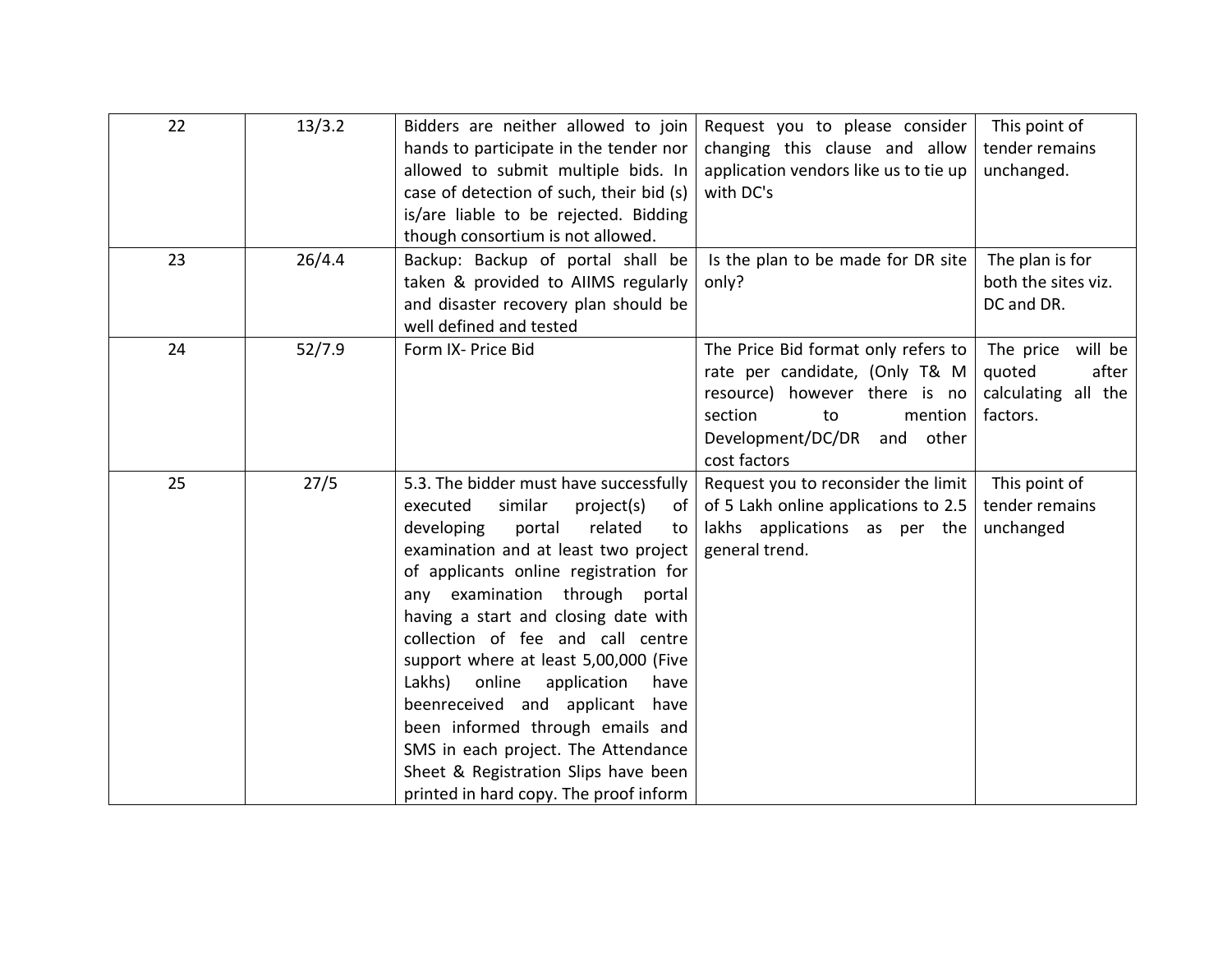| 22 | 13/3.2 | Bidders are neither allowed to join hands to participate in the tender nor allowed to submit multiple bids. In case of detection of such, their bid (s) is/are liable to be rejected. Bidding though consortium is not allowed. | Request you to please consider changing this clause and allow application vendors like us to tie up with DC's | This point of tender remains unchanged. |
|---|---|---|---|---|
| 23 | 26/4.4 | Backup: Backup of portal shall be taken & provided to AIIMS regularly and disaster recovery plan should be well defined and tested | Is the plan to be made for DR site only? | The plan is for both the sites viz. DC and DR. |
| 24 | 52/7.9 | Form IX- Price Bid | The Price Bid format only refers to rate per candidate, (Only T& M resource) however there is no section to mention Development/DC/DR and other cost factors | The price will be quoted after calculating all the factors. |
| 25 | 27/5 | 5.3. The bidder must have successfully executed similar project(s) of developing portal related to examination and at least two project of applicants online registration for any examination through portal having a start and closing date with collection of fee and call centre support where at least 5,00,000 (Five Lakhs) online application have beenreceived and applicant have been informed through emails and SMS in each project. The Attendance Sheet & Registration Slips have been printed in hard copy. The proof inform | Request you to reconsider the limit of 5 Lakh online applications to 2.5 lakhs applications as per the general trend. | This point of tender remains unchanged |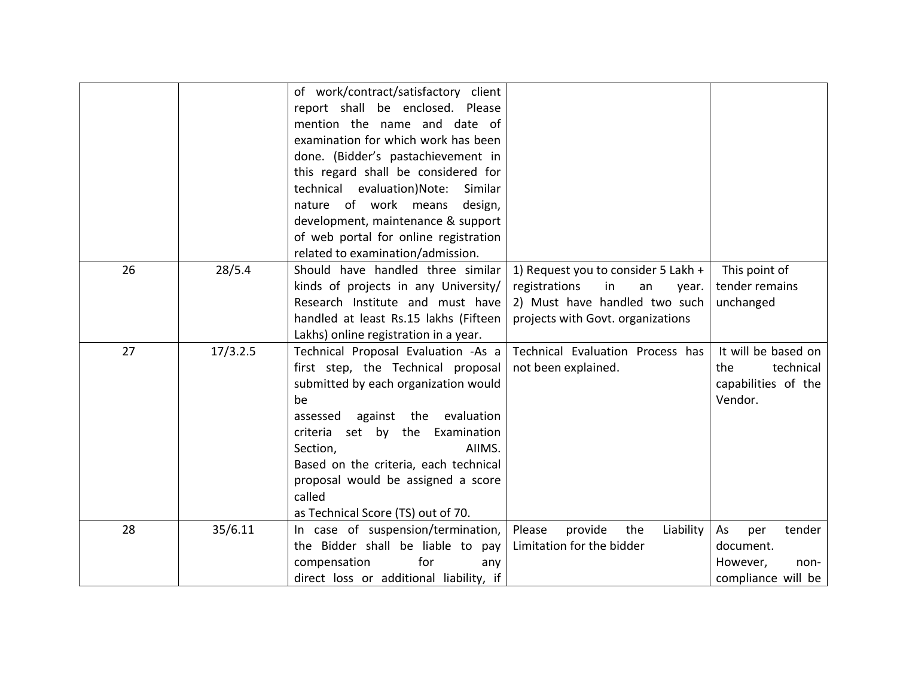| | | | | |
|---|---|---|---|---|
| | | of work/contract/satisfactory client report shall be enclosed. Please mention the name and date of examination for which work has been done. (Bidder's pastachievement in this regard shall be considered for technical evaluation)Note: Similar nature of work means design, development, maintenance & support of web portal for online registration related to examination/admission. | | |
| 26 | 28/5.4 | Should have handled three similar kinds of projects in any University/ Research Institute and must have handled at least Rs.15 lakhs (Fifteen Lakhs) online registration in a year. | 1) Request you to consider 5 Lakh + registrations in an year. 2) Must have handled two such projects with Govt. organizations | This point of tender remains unchanged |
| 27 | 17/3.2.5 | Technical Proposal Evaluation -As a first step, the Technical proposal submitted by each organization would be assessed against the evaluation criteria set by the Examination Section, AIIMS. Based on the criteria, each technical proposal would be assigned a score called as Technical Score (TS) out of 70. | Technical Evaluation Process has not been explained. | It will be based on the technical capabilities of the Vendor. |
| 28 | 35/6.11 | In case of suspension/termination, the Bidder shall be liable to pay compensation for any direct loss or additional liability, if | Please provide the Liability Limitation for the bidder | As per tender document. However, non-compliance will be |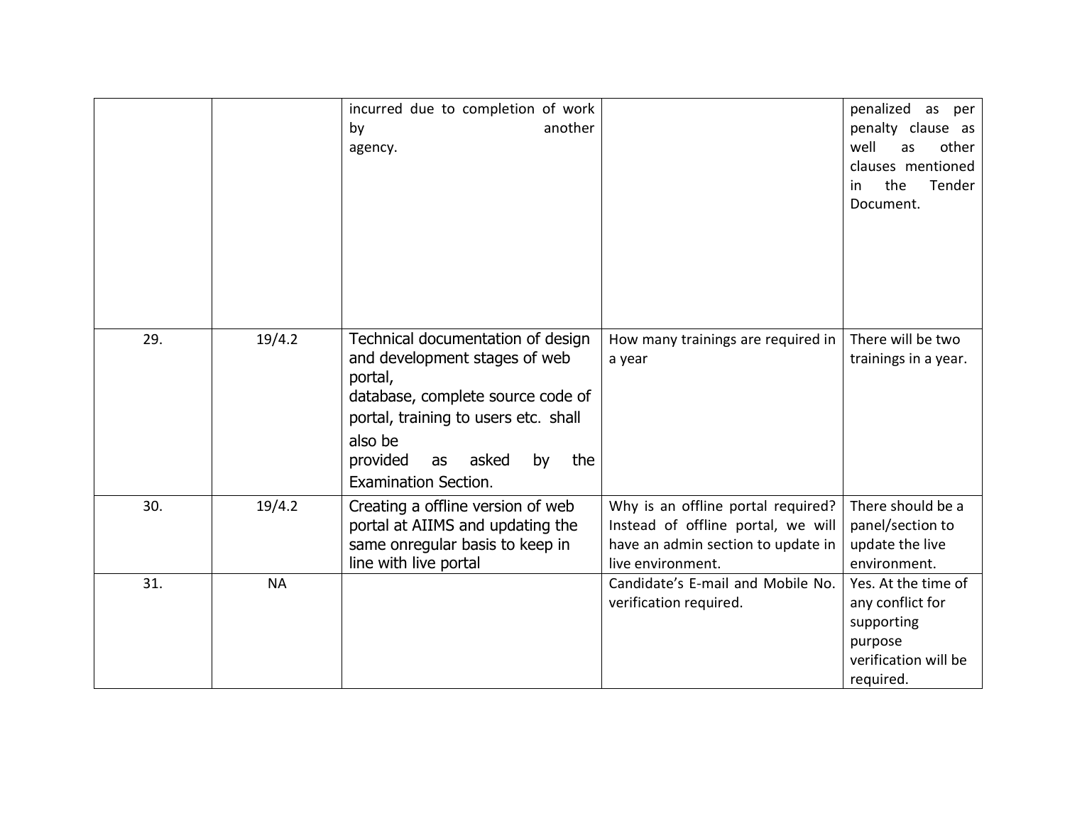| | | | | |
|---|---|---|---|---|
| | | incurred due to completion of work by another agency. | | penalized as per penalty clause as well as other clauses mentioned in the Tender Document. |
| 29. | 19/4.2 | Technical documentation of design and development stages of web portal, database, complete source code of portal, training to users etc. shall also be provided as asked by the Examination Section. | How many trainings are required in a year | There will be two trainings in a year. |
| 30. | 19/4.2 | Creating a offline version of web portal at AIIMS and updating the same onregular basis to keep in line with live portal | Why is an offline portal required? Instead of offline portal, we will have an admin section to update in live environment. | There should be a panel/section to update the live environment. |
| 31. | NA | | Candidate's E-mail and Mobile No. verification required. | Yes. At the time of any conflict for supporting purpose verification will be required. |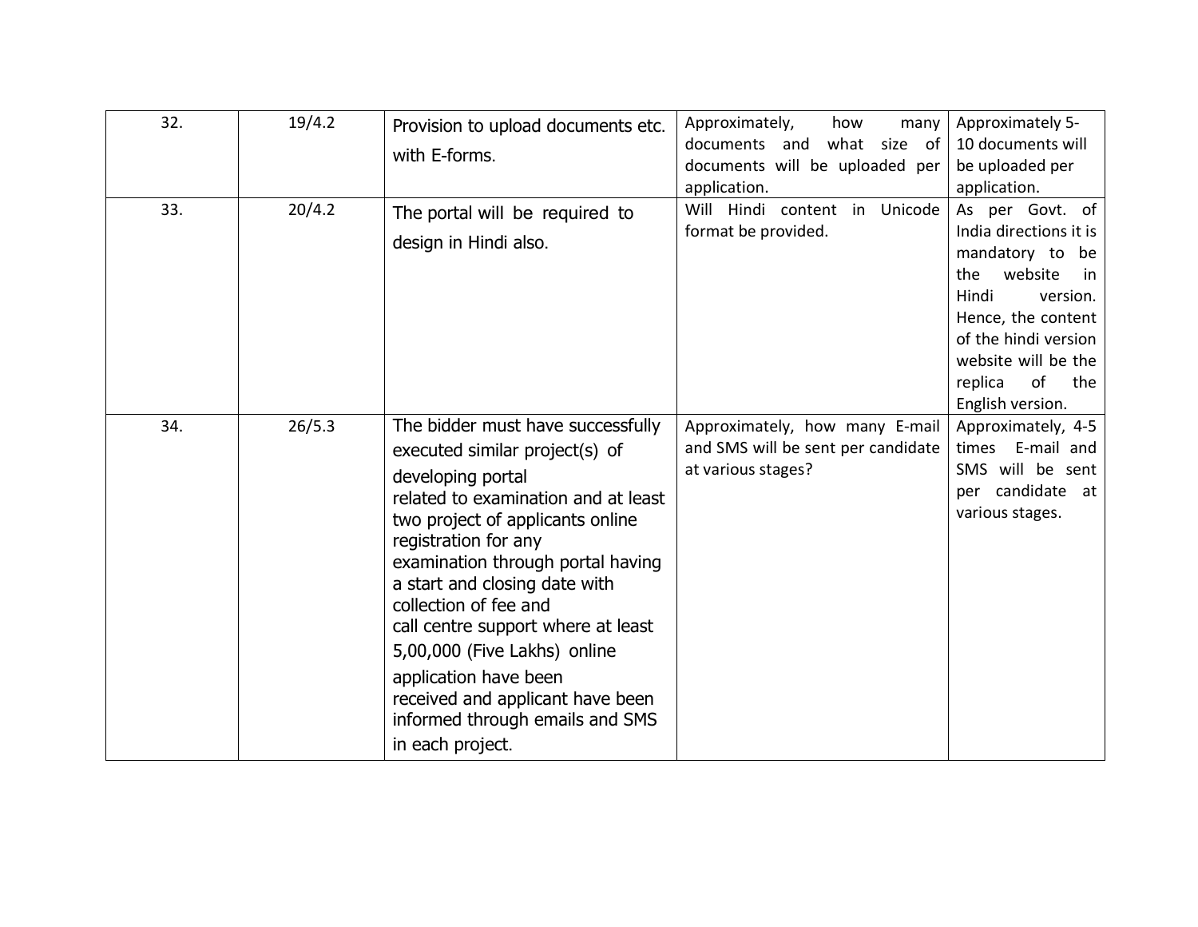| 32. | 19/4.2 | Provision to upload documents etc. with E-forms. | Approximately, how many documents and what size of documents will be uploaded per application. | Approximately 5-10 documents will be uploaded per application. |
|---|---|---|---|---|
| 33. | 20/4.2 | The portal will be required to design in Hindi also. | Will Hindi content in Unicode format be provided. | As per Govt. of India directions it is mandatory to be the website in Hindi version. Hence, the content of the hindi version website will be the replica of the English version. |
| 34. | 26/5.3 | The bidder must have successfully executed similar project(s) of developing portal related to examination and at least two project of applicants online registration for any examination through portal having a start and closing date with collection of fee and call centre support where at least 5,00,000 (Five Lakhs) online application have been received and applicant have been informed through emails and SMS in each project. | Approximately, how many E-mail and SMS will be sent per candidate at various stages? | Approximately, 4-5 times E-mail and SMS will be sent per candidate at various stages. |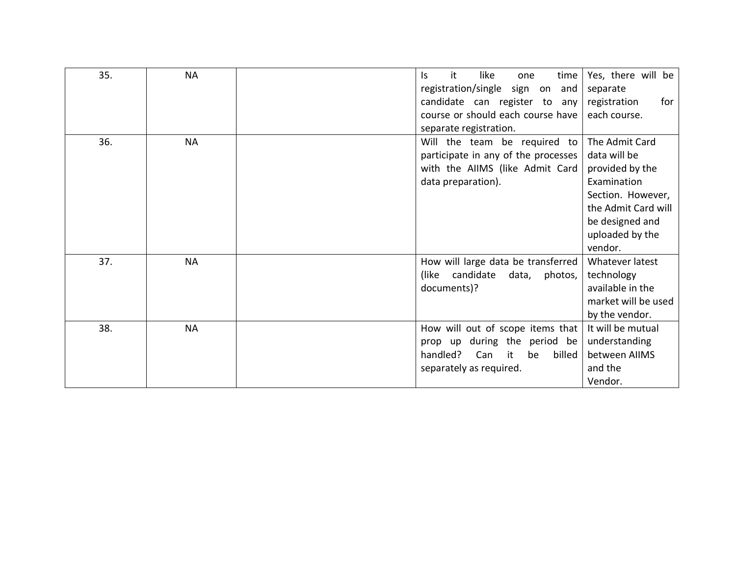| | | | | |
|---|---|---|---|---|
| 35. | NA | | Is it like one time registration/single sign on and candidate can register to any course or should each course have separate registration. | Yes, there will be separate registration for each course. |
| 36. | NA | | Will the team be required to participate in any of the processes with the AIIMS (like Admit Card data preparation). | The Admit Card data will be provided by the Examination Section. However, the Admit Card will be designed and uploaded by the vendor. |
| 37. | NA | | How will large data be transferred (like candidate data, photos, documents)? | Whatever latest technology available in the market will be used by the vendor. |
| 38. | NA | | How will out of scope items that prop up during the period be handled? Can it be billed separately as required. | It will be mutual understanding between AIIMS and the Vendor. |